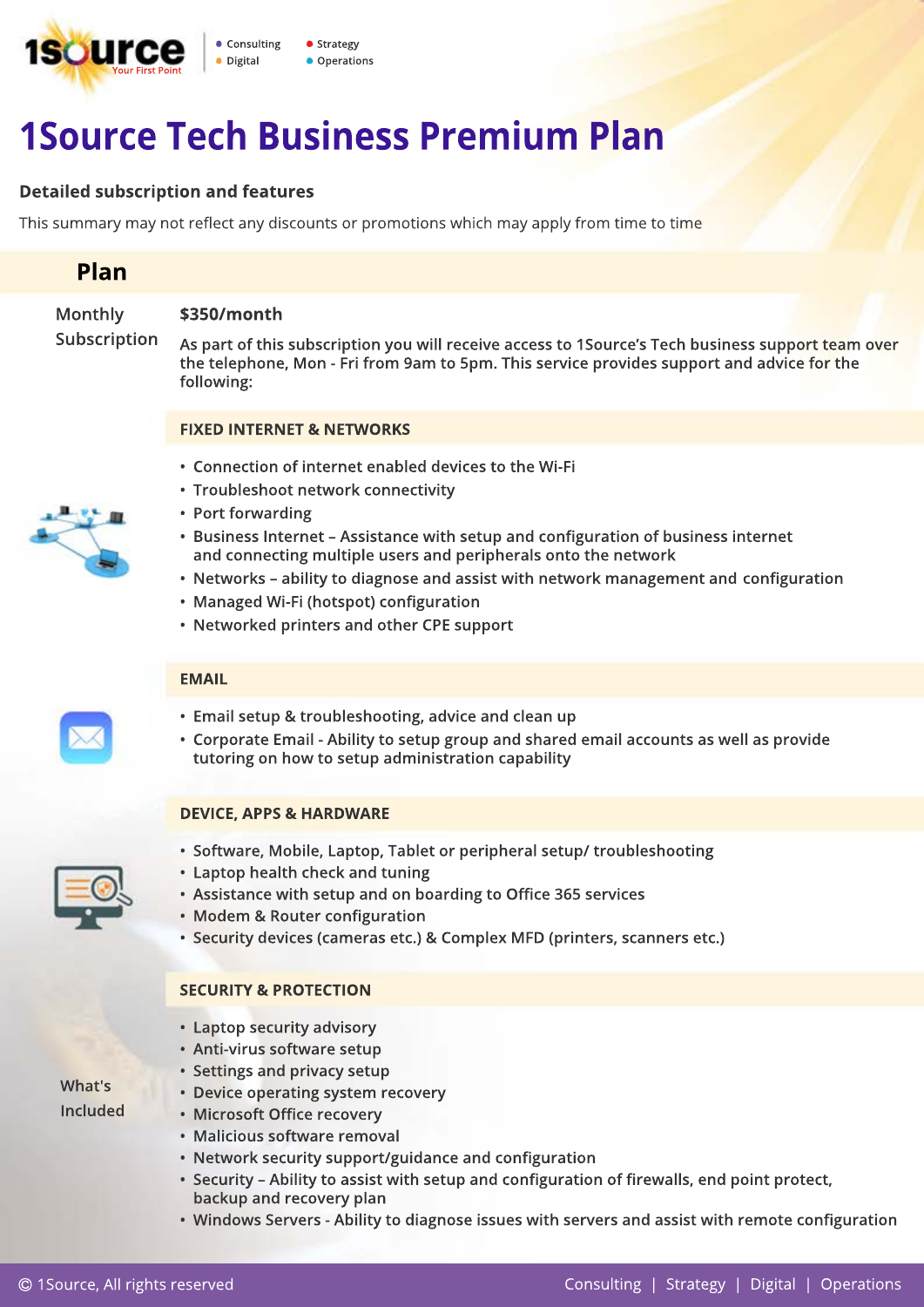1Source — Your First Point

- Consulting
- Strategy
- Digital
- Operations

# 1Source Tech Business Premium Plan

**Detailed subscription and features**

This summary may not reflect any discounts or promotions which may apply from time to time

## Plan

**Monthly Subscription**

**$350/month**

As part of this subscription you will receive access to 1Source's Tech business support team over the telephone, Mon - Fri from 9am to 5pm. This service provides support and advice for the following:

**What's Included**

### FIXED INTERNET & NETWORKS

- Connection of internet enabled devices to the Wi-Fi
- Troubleshoot network connectivity
- Port forwarding
- Business Internet – Assistance with setup and configuration of business internet and connecting multiple users and peripherals onto the network
- Networks – ability to diagnose and assist with network management and configuration
- Managed Wi-Fi (hotspot) configuration
- Networked printers and other CPE support

### EMAIL

- Email setup & troubleshooting, advice and clean up
- Corporate Email - Ability to setup group and shared email accounts as well as provide tutoring on how to setup administration capability

### DEVICE, APPS & HARDWARE

- Software, Mobile, Laptop, Tablet or peripheral setup/ troubleshooting
- Laptop health check and tuning
- Assistance with setup and on boarding to Office 365 services
- Modem & Router configuration
- Security devices (cameras etc.) & Complex MFD (printers, scanners etc.)

### SECURITY & PROTECTION

- Laptop security advisory
- Anti-virus software setup
- Settings and privacy setup
- Device operating system recovery
- Microsoft Office recovery
- Malicious software removal
- Network security support/guidance and configuration
- Security – Ability to assist with setup and configuration of firewalls, end point protect, backup and recovery plan
- Windows Servers - Ability to diagnose issues with servers and assist with remote configuration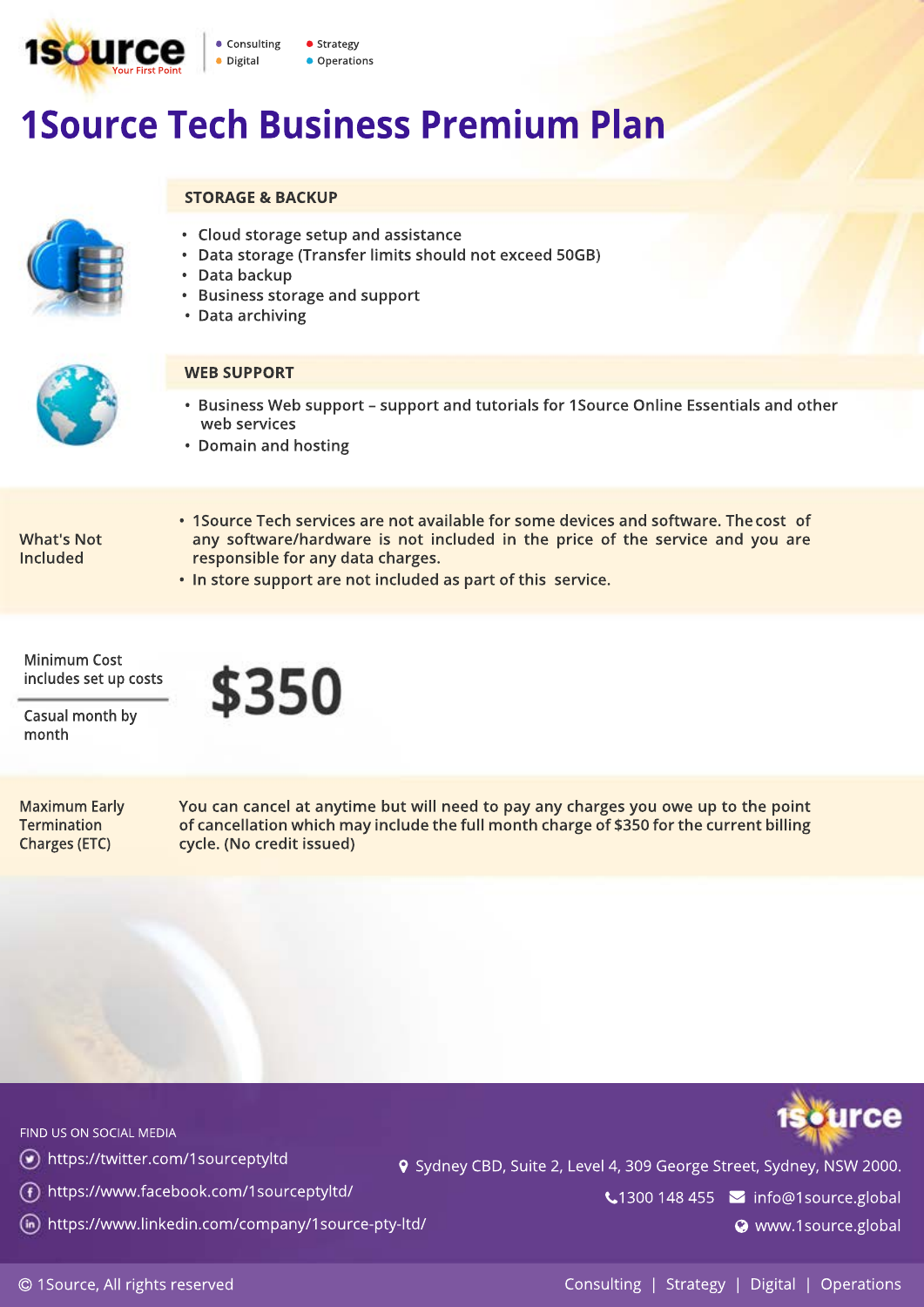1Source Your First Point

- Consulting
- Digital
- Strategy
- Operations

# 1Source Tech Business Premium Plan

## STORAGE & BACKUP

- Cloud storage setup and assistance
- Data storage (Transfer limits should not exceed 50GB)
- Data backup
- Business storage and support
- Data archiving

## WEB SUPPORT

- Business Web support – support and tutorials for 1Source Online Essentials and other web services
- Domain and hosting

| | |
|---|---|
| What's Not Included | • 1Source Tech services are not available for some devices and software. The cost of any software/hardware is not included in the price of the service and you are responsible for any data charges.<br>• In store support are not included as part of this service. |
| Minimum Cost includes set up costs<br>Casual month by month | $350 |
| Maximum Early Termination Charges (ETC) | You can cancel at anytime but will need to pay any charges you owe up to the point of cancellation which may include the full month charge of $350 for the current billing cycle. (No credit issued) |

FIND US ON SOCIAL MEDIA

- https://twitter.com/1sourceptyltd
- https://www.facebook.com/1sourceptyltd/
- https://www.linkedin.com/company/1source-pty-ltd/

Sydney CBD, Suite 2, Level 4, 309 George Street, Sydney, NSW 2000.

1300 148 455 | info@1source.global

www.1source.global

© 1Source, All rights reserved

Consulting | Strategy | Digital | Operations